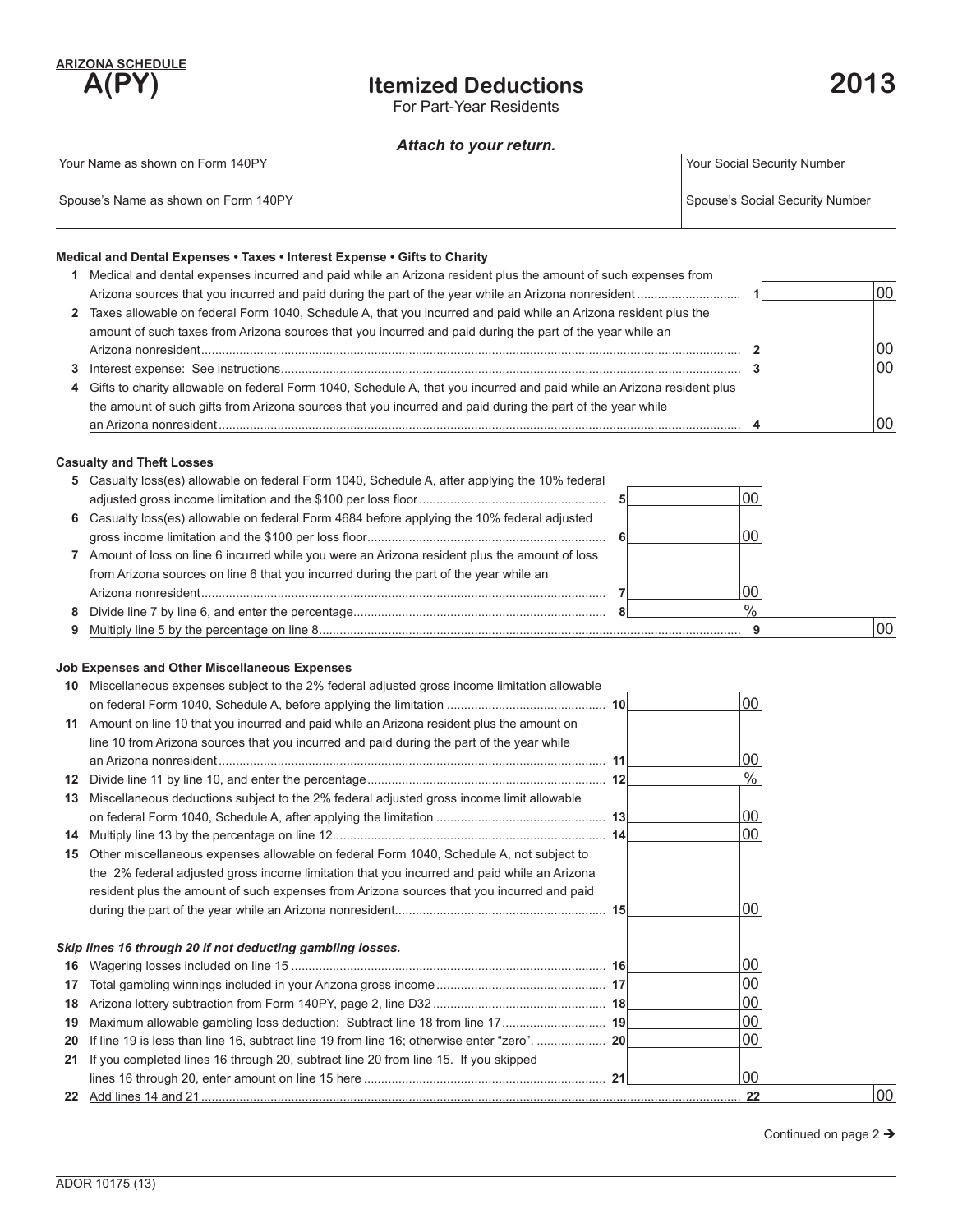ARIZONA SCHEDULE

# A(PY) Itemized Deductions

For Part-Year Residents

**2013**

***Attach to your return.***

| Your Name as shown on Form 140PY | Your Social Security Number |
|---|---|
| Spouse's Name as shown on Form 140PY | Spouse's Social Security Number |

### Medical and Dental Expenses • Taxes • Interest Expense • Gifts to Charity

| | | | | |
|---|---|---|---|---|
| 1 | Medical and dental expenses incurred and paid while an Arizona resident plus the amount of such expenses from Arizona sources that you incurred and paid during the part of the year while an Arizona nonresident | | 1 | 00 |
| 2 | Taxes allowable on federal Form 1040, Schedule A, that you incurred and paid while an Arizona resident plus the amount of such taxes from Arizona sources that you incurred and paid during the part of the year while an Arizona nonresident | | 2 | 00 |
| 3 | Interest expense: See instructions | | 3 | 00 |
| 4 | Gifts to charity allowable on federal Form 1040, Schedule A, that you incurred and paid while an Arizona resident plus the amount of such gifts from Arizona sources that you incurred and paid during the part of the year while an Arizona nonresident | | 4 | 00 |

### Casualty and Theft Losses

| | | | | |
|---|---|---|---|---|
| 5 | Casualty loss(es) allowable on federal Form 1040, Schedule A, after applying the 10% federal adjusted gross income limitation and the $100 per loss floor | 5 | 00 | |
| 6 | Casualty loss(es) allowable on federal Form 4684 before applying the 10% federal adjusted gross income limitation and the $100 per loss floor | 6 | 00 | |
| 7 | Amount of loss on line 6 incurred while you were an Arizona resident plus the amount of loss from Arizona sources on line 6 that you incurred during the part of the year while an Arizona nonresident | 7 | 00 | |
| 8 | Divide line 7 by line 6, and enter the percentage | 8 | % | |
| 9 | Multiply line 5 by the percentage on line 8 | | 9 | 00 |

### Job Expenses and Other Miscellaneous Expenses

| | | | | |
|---|---|---|---|---|
| 10 | Miscellaneous expenses subject to the 2% federal adjusted gross income limitation allowable on federal Form 1040, Schedule A, before applying the limitation | 10 | 00 | |
| 11 | Amount on line 10 that you incurred and paid while an Arizona resident plus the amount on line 10 from Arizona sources that you incurred and paid during the part of the year while an Arizona nonresident | 11 | 00 | |
| 12 | Divide line 11 by line 10, and enter the percentage | 12 | % | |
| 13 | Miscellaneous deductions subject to the 2% federal adjusted gross income limit allowable on federal Form 1040, Schedule A, after applying the limitation | 13 | 00 | |
| 14 | Multiply line 13 by the percentage on line 12 | 14 | 00 | |
| 15 | Other miscellaneous expenses allowable on federal Form 1040, Schedule A, not subject to the 2% federal adjusted gross income limitation that you incurred and paid while an Arizona resident plus the amount of such expenses from Arizona sources that you incurred and paid during the part of the year while an Arizona nonresident | 15 | 00 | |
| | ***Skip lines 16 through 20 if not deducting gambling losses.*** | | | |
| 16 | Wagering losses included on line 15 | 16 | 00 | |
| 17 | Total gambling winnings included in your Arizona gross income | 17 | 00 | |
| 18 | Arizona lottery subtraction from Form 140PY, page 2, line D32 | 18 | 00 | |
| 19 | Maximum allowable gambling loss deduction: Subtract line 18 from line 17 | 19 | 00 | |
| 20 | If line 19 is less than line 16, subtract line 19 from line 16; otherwise enter "zero". | 20 | 00 | |
| 21 | If you completed lines 16 through 20, subtract line 20 from line 15. If you skipped lines 16 through 20, enter amount on line 15 here | 21 | 00 | |
| 22 | Add lines 14 and 21 | | 22 | 00 |

Continued on page 2 ➔

ADOR 10175 (13)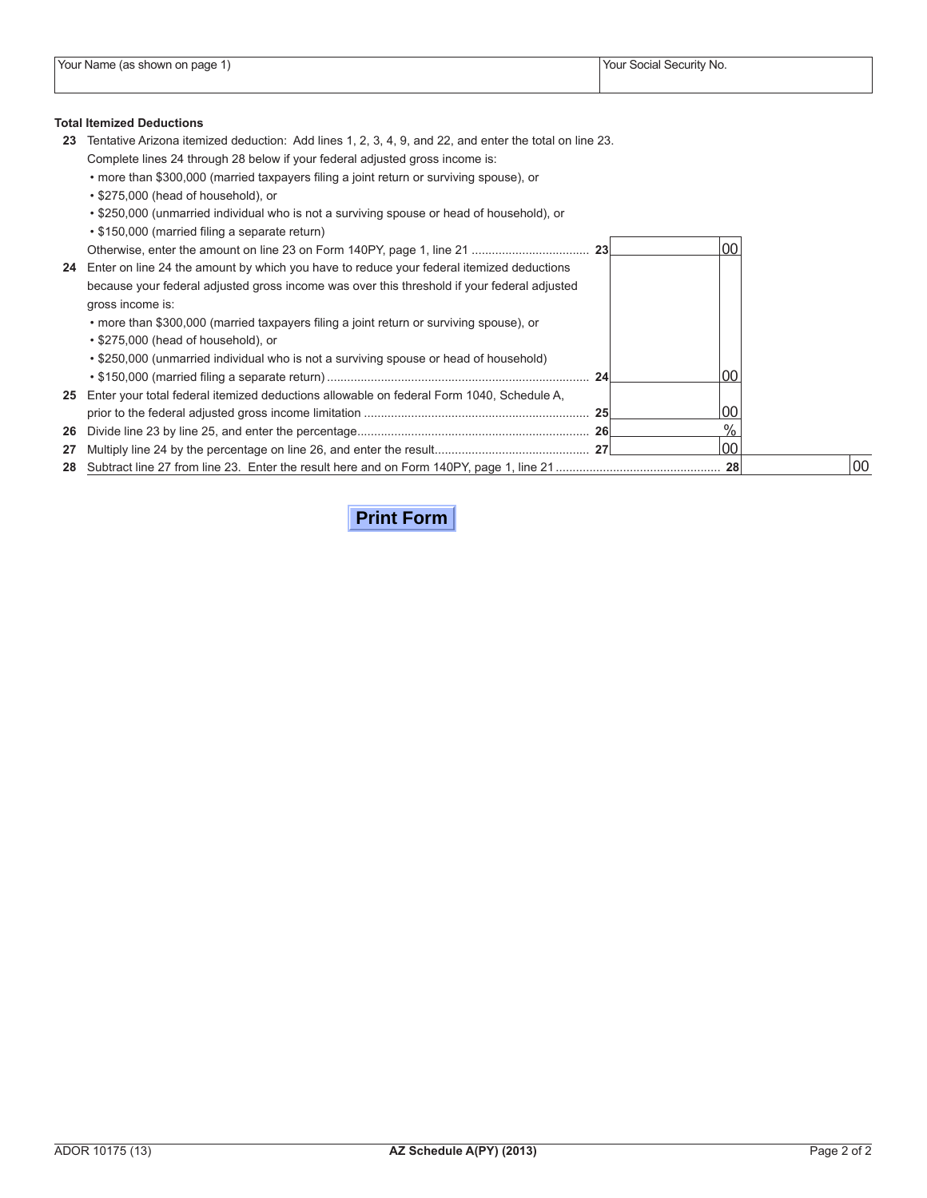| Your Name (as shown on page 1) | Your Social Security No. |
|---|---|
| | |

**Total Itemized Deductions**

**23** Tentative Arizona itemized deduction: Add lines 1, 2, 3, 4, 9, and 22, and enter the total on line 23.
Complete lines 24 through 28 below if your federal adjusted gross income is:
- more than $300,000 (married taxpayers filing a joint return or surviving spouse), or
- $275,000 (head of household), or
- $250,000 (unmarried individual who is not a surviving spouse or head of household), or
- $150,000 (married filing a separate return)

Otherwise, enter the amount on line 23 on Form 140PY, page 1, line 21 .................................. **23** | 00

**24** Enter on line 24 the amount by which you have to reduce your federal itemized deductions because your federal adjusted gross income was over this threshold if your federal adjusted gross income is:
- more than $300,000 (married taxpayers filing a joint return or surviving spouse), or
- $275,000 (head of household), or
- $250,000 (unmarried individual who is not a surviving spouse or head of household)
- $150,000 (married filing a separate return) ............................................................................ **24** | 00

**25** Enter your total federal itemized deductions allowable on federal Form 1040, Schedule A, prior to the federal adjusted gross income limitation .................................................................. **25** | 00

**26** Divide line 23 by line 25, and enter the percentage.................................................................... **26** | %

**27** Multiply line 24 by the percentage on line 26, and enter the result............................................. **27** | 00

**28** Subtract line 27 from line 23. Enter the result here and on Form 140PY, page 1, line 21 ................................................ **28** | 00

ADOR 10175 (13) **AZ Schedule A(PY) (2013)**